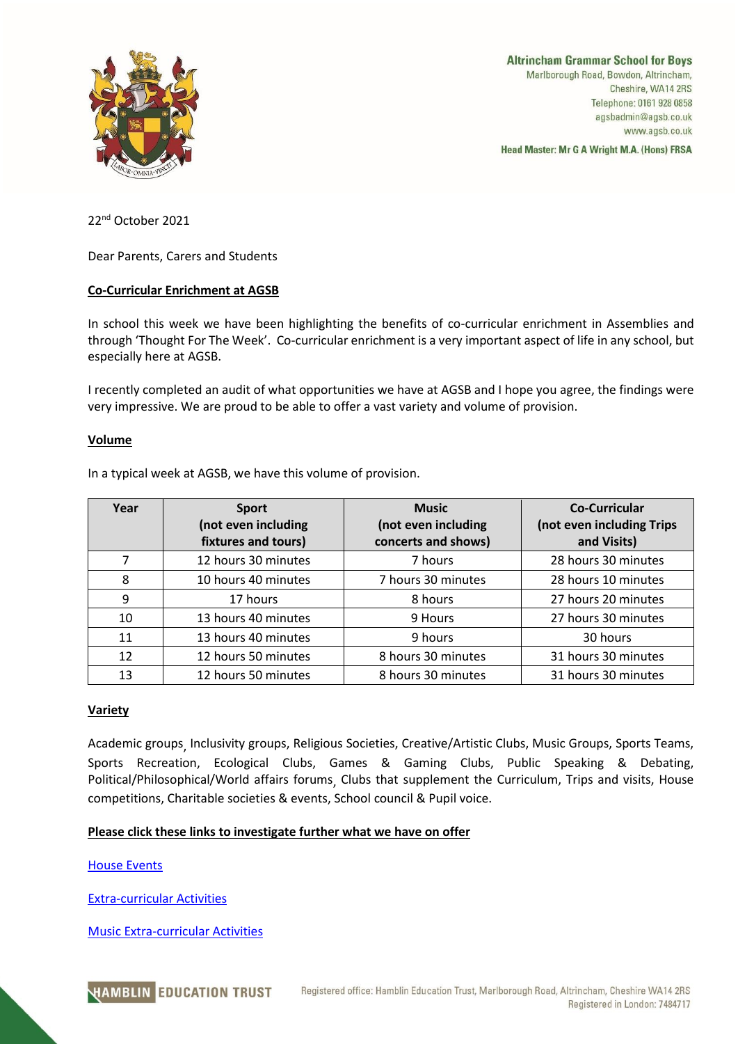Altrincham Grammar School for Boys
Marlborough Road, Bowdon, Altrincham,
Cheshire, WA14 2RS
Telephone: 0161 928 0858
agsbadmin@agsb.co.uk
www.agsb.co.uk

Head Master: Mr G A Wright M.A. (Hons) FRSA

22nd October 2021

Dear Parents, Carers and Students

**Co-Curricular Enrichment at AGSB**

In school this week we have been highlighting the benefits of co-curricular enrichment in Assemblies and through 'Thought For The Week'. Co-curricular enrichment is a very important aspect of life in any school, but especially here at AGSB.

I recently completed an audit of what opportunities we have at AGSB and I hope you agree, the findings were very impressive. We are proud to be able to offer a vast variety and volume of provision.

**Volume**

In a typical week at AGSB, we have this volume of provision.

| Year | Sport (not even including fixtures and tours) | Music (not even including concerts and shows) | Co-Curricular (not even including Trips and Visits) |
|---|---|---|---|
| 7 | 12 hours 30 minutes | 7 hours | 28 hours 30 minutes |
| 8 | 10 hours 40 minutes | 7 hours 30 minutes | 28 hours 10 minutes |
| 9 | 17 hours | 8 hours | 27 hours 20 minutes |
| 10 | 13 hours 40 minutes | 9 Hours | 27 hours 30 minutes |
| 11 | 13 hours 40 minutes | 9 hours | 30 hours |
| 12 | 12 hours 50 minutes | 8 hours 30 minutes | 31 hours 30 minutes |
| 13 | 12 hours 50 minutes | 8 hours 30 minutes | 31 hours 30 minutes |

**Variety**

Academic groups, Inclusivity groups, Religious Societies, Creative/Artistic Clubs, Music Groups, Sports Teams, Sports Recreation, Ecological Clubs, Games & Gaming Clubs, Public Speaking & Debating, Political/Philosophical/World affairs forums, Clubs that supplement the Curriculum, Trips and visits, House competitions, Charitable societies & events, School council & Pupil voice.

**Please click these links to investigate further what we have on offer**

House Events

Extra-curricular Activities

Music Extra-curricular Activities

HAMBLIN EDUCATION TRUST

Registered office: Hamblin Education Trust, Marlborough Road, Altrincham, Cheshire WA14 2RS
Registered in London: 7484717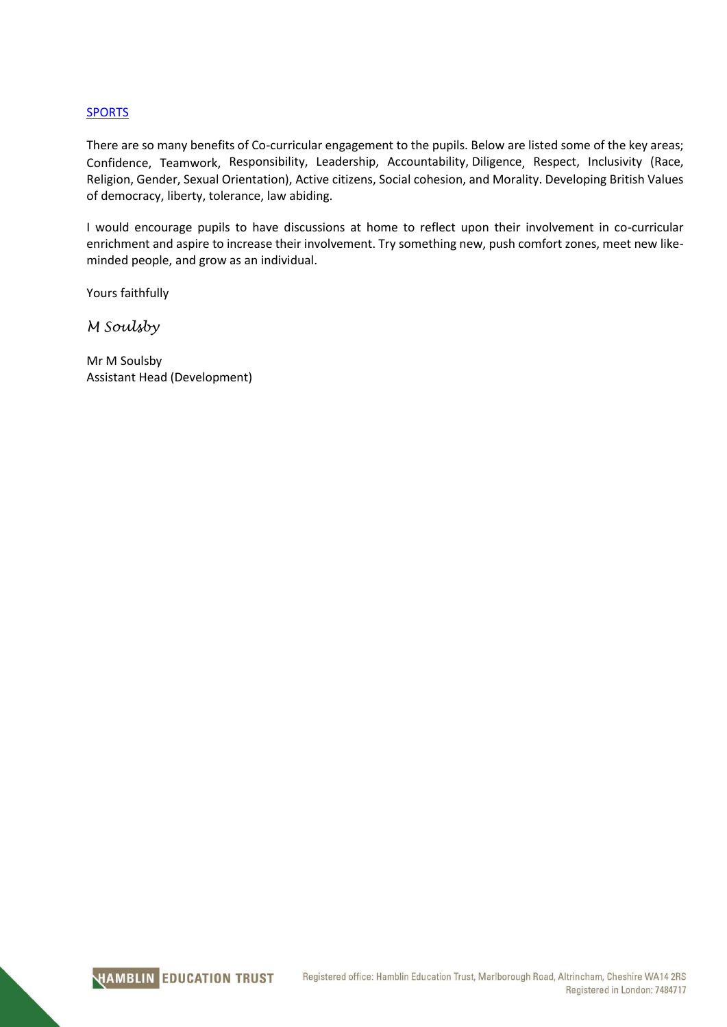[SPORTS]()

There are so many benefits of Co-curricular engagement to the pupils. Below are listed some of the key areas; Confidence, Teamwork, Responsibility, Leadership, Accountability, Diligence, Respect, Inclusivity (Race, Religion, Gender, Sexual Orientation), Active citizens, Social cohesion, and Morality. Developing British Values of democracy, liberty, tolerance, law abiding.

I would encourage pupils to have discussions at home to reflect upon their involvement in co-curricular enrichment and aspire to increase their involvement. Try something new, push comfort zones, meet new like-minded people, and grow as an individual.

Yours faithfully

*M Soulsby*

Mr M Soulsby
Assistant Head (Development)

HAMBLIN EDUCATION TRUST

Registered office: Hamblin Education Trust, Marlborough Road, Altrincham, Cheshire WA14 2RS
Registered in London: 7484717